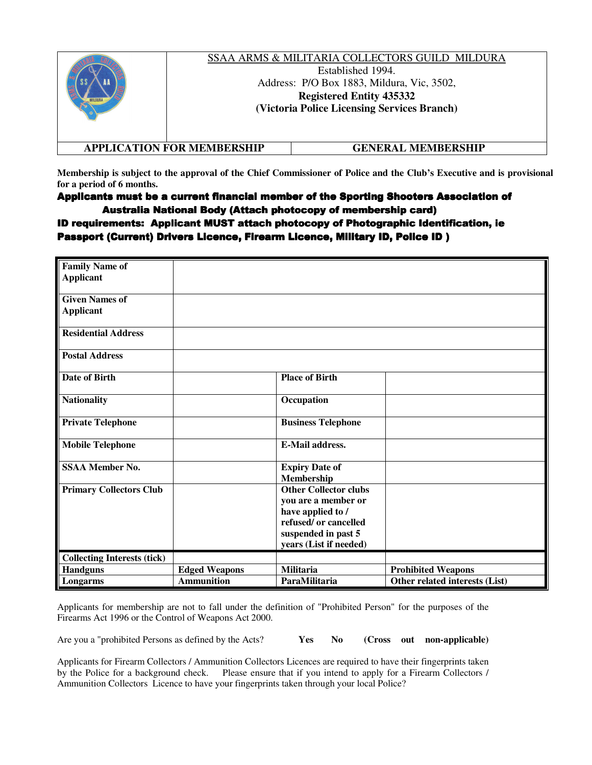| | SSAA ARMS & MILITARIA COLLECTORS GUILD MILDURA<br>Established 1994.<br>Address: P/O Box 1883, Mildura, Vic, 3502,<br>**Registered Entity 435332**<br>**(Victoria Police Licensing Services Branch)** |
|---|---|
| **APPLICATION FOR MEMBERSHIP** | **GENERAL MEMBERSHIP** |

**Membership is subject to the approval of the Chief Commissioner of Police and the Club's Executive and is provisional for a period of 6 months.**

**Applicants must be a current financial member of the Sporting Shooters Association of Australia National Body (Attach photocopy of membership card)**

**ID requirements: Applicant MUST attach photocopy of Photographic Identification, ie Passport (Current) Drivers Licence, Firearm Licence, Military ID, Police ID )**

| **Family Name of Applicant** | | | |
|---|---|---|---|
| **Given Names of Applicant** | | | |
| **Residential Address** | | | |
| **Postal Address** | | | |
| **Date of Birth** | | **Place of Birth** | |
| **Nationality** | | **Occupation** | |
| **Private Telephone** | | **Business Telephone** | |
| **Mobile Telephone** | | **E-Mail address.** | |
| **SSAA Member No.** | | **Expiry Date of Membership** | |
| **Primary Collectors Club** | | **Other Collector clubs you are a member or have applied to / refused/ or cancelled suspended in past 5 years (List if needed)** | |
| **Collecting Interests (tick)** | | | |
| **Handguns** | **Edged Weapons** | **Militaria** | **Prohibited Weapons** |
| **Longarms** | **Ammunition** | **ParaMilitaria** | **Other related interests (List)** |

Applicants for membership are not to fall under the definition of "Prohibited Person" for the purposes of the Firearms Act 1996 or the Control of Weapons Act 2000.

Are you a "prohibited Persons as defined by the Acts? **Yes** **No** **(Cross out non-applicable)**

Applicants for Firearm Collectors / Ammunition Collectors Licences are required to have their fingerprints taken by the Police for a background check. Please ensure that if you intend to apply for a Firearm Collectors / Ammunition Collectors Licence to have your fingerprints taken through your local Police?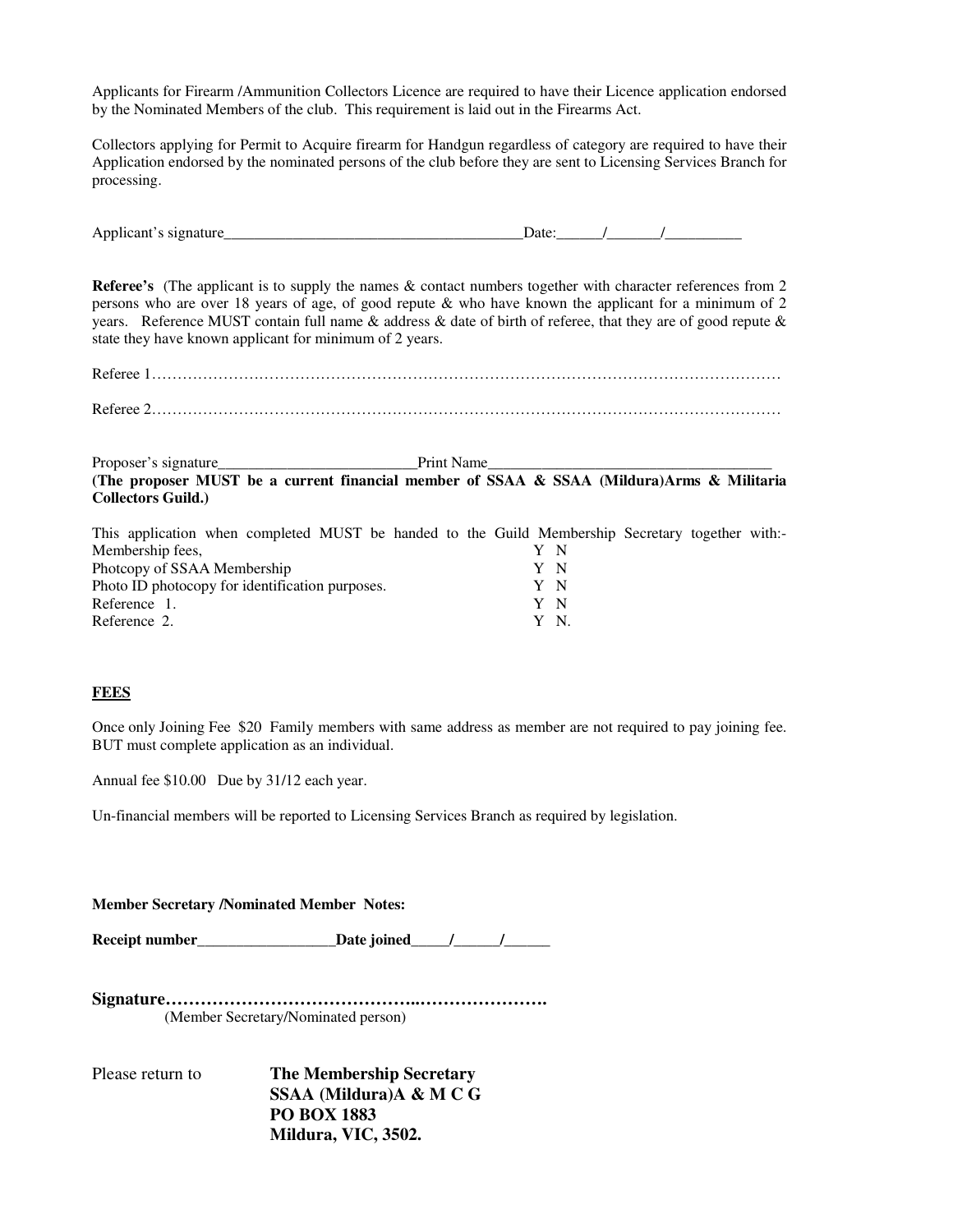Applicants for Firearm /Ammunition Collectors Licence are required to have their Licence application endorsed by the Nominated Members of the club. This requirement is laid out in the Firearms Act.

Collectors applying for Permit to Acquire firearm for Handgun regardless of category are required to have their Application endorsed by the nominated persons of the club before they are sent to Licensing Services Branch for processing.

Applicant's signature_______________________________________Date:______/_______/__________

**Referee's** (The applicant is to supply the names & contact numbers together with character references from 2 persons who are over 18 years of age, of good repute & who have known the applicant for a minimum of 2 years. Reference MUST contain full name & address & date of birth of referee, that they are of good repute & state they have known applicant for minimum of 2 years.

Referee 1…………………………………………………………………………………………………………

Referee 2…………………………………………………………………………………………………………

Proposer's signature__________________________Print Name_____________________________________

**(The proposer MUST be a current financial member of SSAA & SSAA (Mildura)Arms & Militaria Collectors Guild.)**

This application when completed MUST be handed to the Guild Membership Secretary together with:-

| | |
|---|---|
| Membership fees, | Y N |
| Photcopy of SSAA Membership | Y N |
| Photo ID photocopy for identification purposes. | Y N |
| Reference 1. | Y N |
| Reference 2. | Y N. |

**FEES**

Once only Joining Fee $20 Family members with same address as member are not required to pay joining fee. BUT must complete application as an individual.

Annual fee $10.00 Due by 31/12 each year.

Un-financial members will be reported to Licensing Services Branch as required by legislation.

**Member Secretary /Nominated Member Notes:**

**Receipt number__________________Date joined_____/______/______**

**Signature……………………………………..………………….**
(Member Secretary/Nominated person)

Please return to **The Membership Secretary**
**SSAA (Mildura)A & M C G**
**PO BOX 1883**
**Mildura, VIC, 3502.**